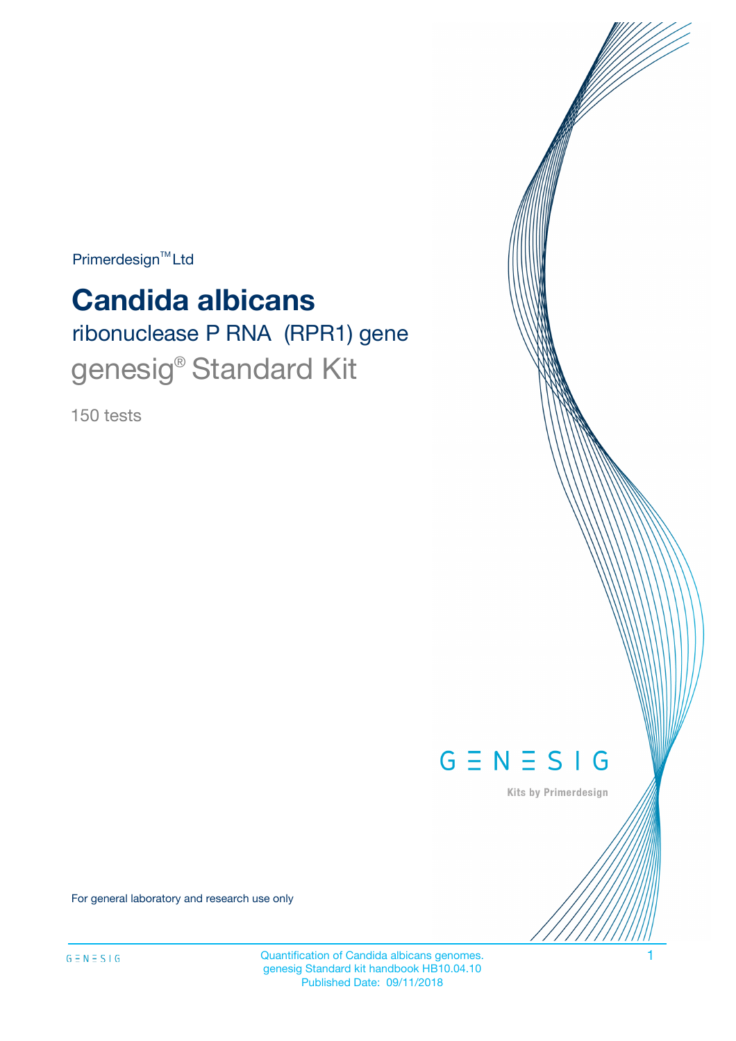Primerdesign™ Ltd

# Candida albicans

## ribonuclease P RNA (RPR1) gene

## genesig® Standard Kit

150 tests

GENESIG

Kits by Primerdesign

For general laboratory and research use only

Quantification of Candida albicans genomes.
genesig Standard kit handbook HB10.04.10
Published Date: 09/11/2018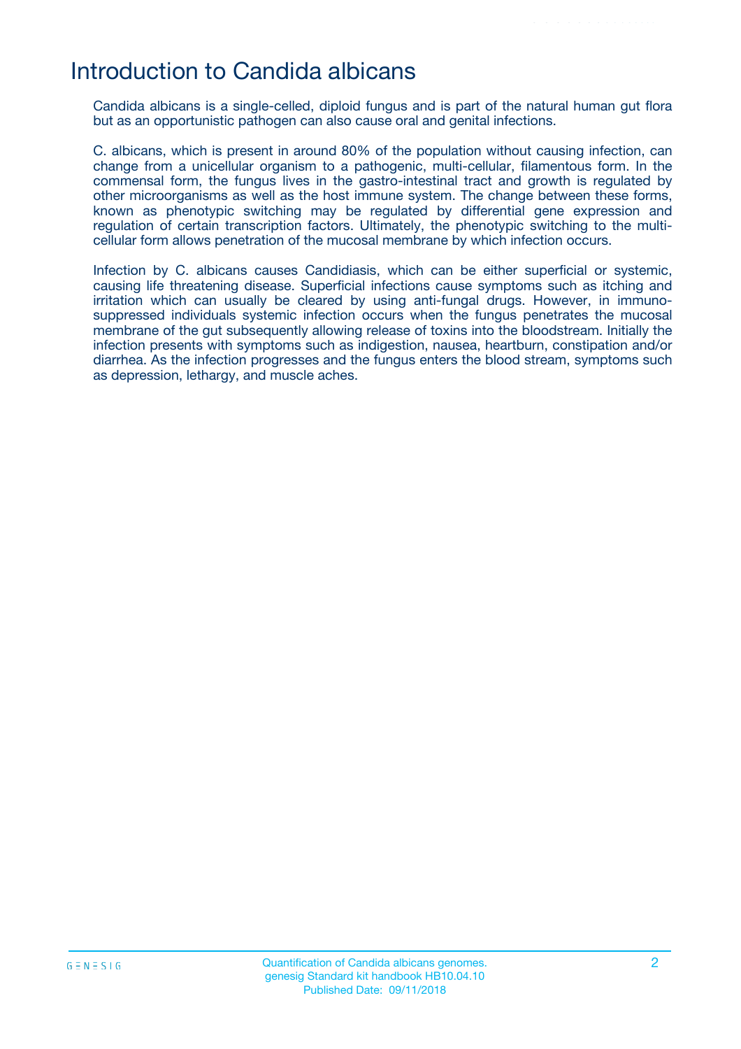# Introduction to Candida albicans

Candida albicans is a single-celled, diploid fungus and is part of the natural human gut flora but as an opportunistic pathogen can also cause oral and genital infections.

C. albicans, which is present in around 80% of the population without causing infection, can change from a unicellular organism to a pathogenic, multi-cellular, filamentous form. In the commensal form, the fungus lives in the gastro-intestinal tract and growth is regulated by other microorganisms as well as the host immune system. The change between these forms, known as phenotypic switching may be regulated by differential gene expression and regulation of certain transcription factors. Ultimately, the phenotypic switching to the multi-cellular form allows penetration of the mucosal membrane by which infection occurs.

Infection by C. albicans causes Candidiasis, which can be either superficial or systemic, causing life threatening disease. Superficial infections cause symptoms such as itching and irritation which can usually be cleared by using anti-fungal drugs. However, in immuno-suppressed individuals systemic infection occurs when the fungus penetrates the mucosal membrane of the gut subsequently allowing release of toxins into the bloodstream. Initially the infection presents with symptoms such as indigestion, nausea, heartburn, constipation and/or diarrhea. As the infection progresses and the fungus enters the blood stream, symptoms such as depression, lethargy, and muscle aches.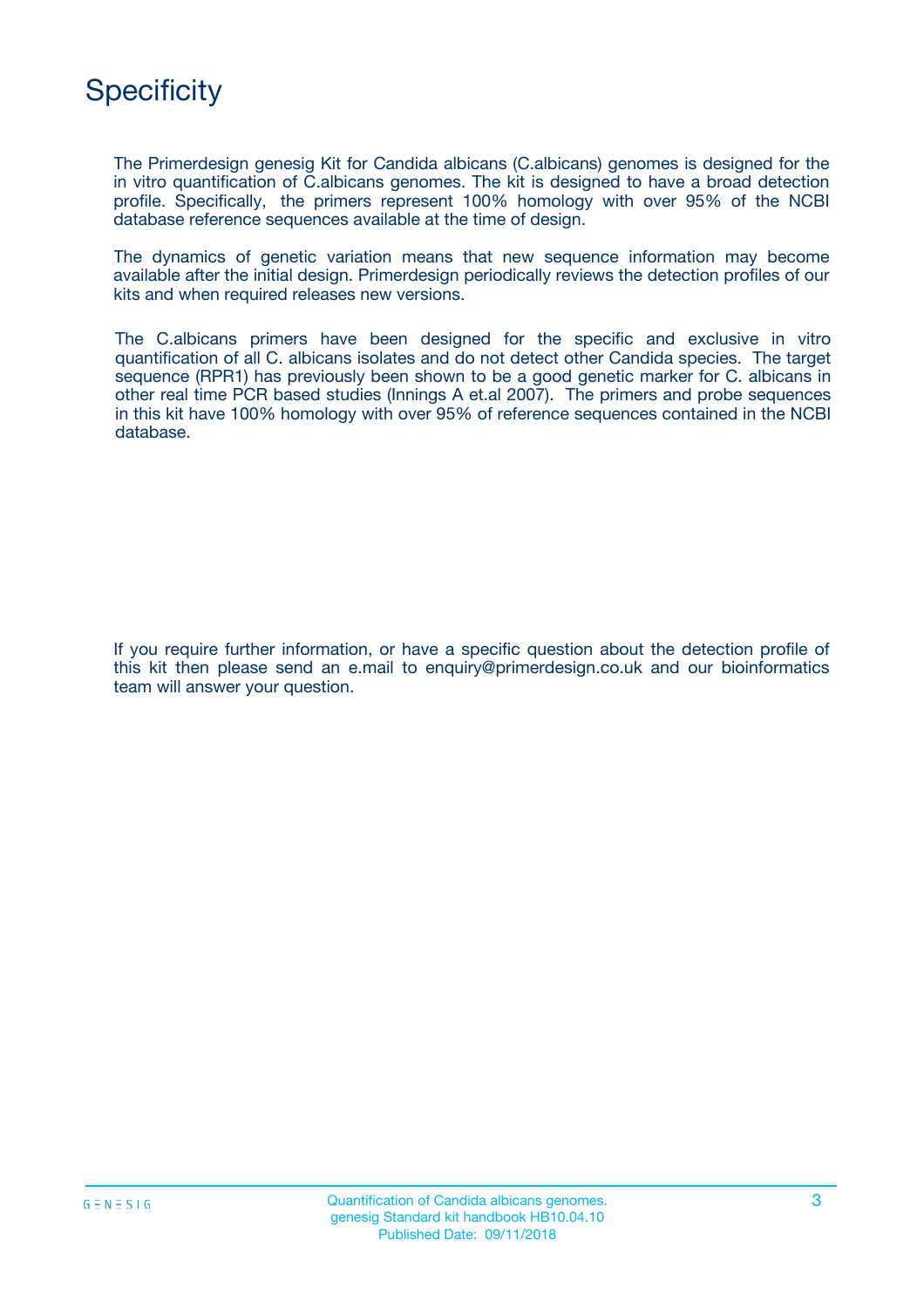# Specificity

The Primerdesign genesig Kit for Candida albicans (C.albicans) genomes is designed for the in vitro quantification of C.albicans genomes. The kit is designed to have a broad detection profile. Specifically, the primers represent 100% homology with over 95% of the NCBI database reference sequences available at the time of design.

The dynamics of genetic variation means that new sequence information may become available after the initial design. Primerdesign periodically reviews the detection profiles of our kits and when required releases new versions.

The C.albicans primers have been designed for the specific and exclusive in vitro quantification of all C. albicans isolates and do not detect other Candida species. The target sequence (RPR1) has previously been shown to be a good genetic marker for C. albicans in other real time PCR based studies (Innings A et.al 2007). The primers and probe sequences in this kit have 100% homology with over 95% of reference sequences contained in the NCBI database.

If you require further information, or have a specific question about the detection profile of this kit then please send an e.mail to enquiry@primerdesign.co.uk and our bioinformatics team will answer your question.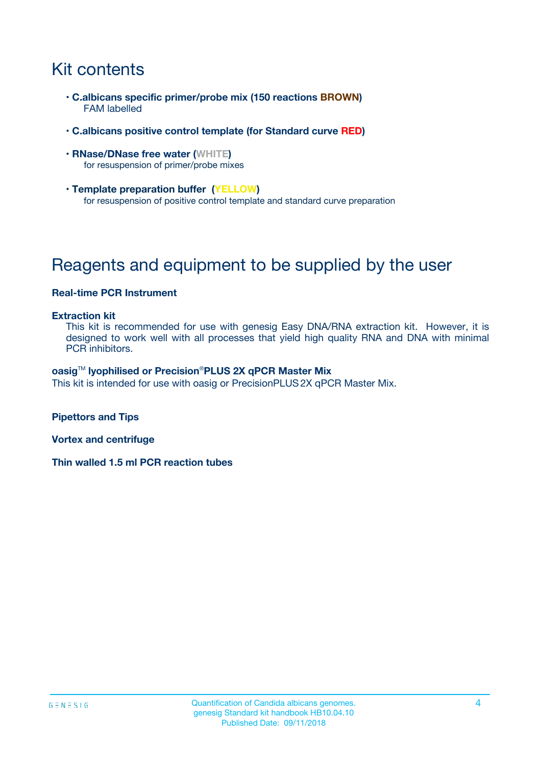# Kit contents

- **C.albicans specific primer/probe mix (150 reactions BROWN)**
  FAM labelled
- **C.albicans positive control template (for Standard curve RED)**
- **RNase/DNase free water (WHITE)**
  for resuspension of primer/probe mixes
- **Template preparation buffer (YELLOW)**
  for resuspension of positive control template and standard curve preparation

# Reagents and equipment to be supplied by the user

**Real-time PCR Instrument**

**Extraction kit**

This kit is recommended for use with genesig Easy DNA/RNA extraction kit. However, it is designed to work well with all processes that yield high quality RNA and DNA with minimal PCR inhibitors.

**oasig™ lyophilised or Precision®PLUS 2X qPCR Master Mix**

This kit is intended for use with oasig or PrecisionPLUS 2X qPCR Master Mix.

**Pipettors and Tips**

**Vortex and centrifuge**

**Thin walled 1.5 ml PCR reaction tubes**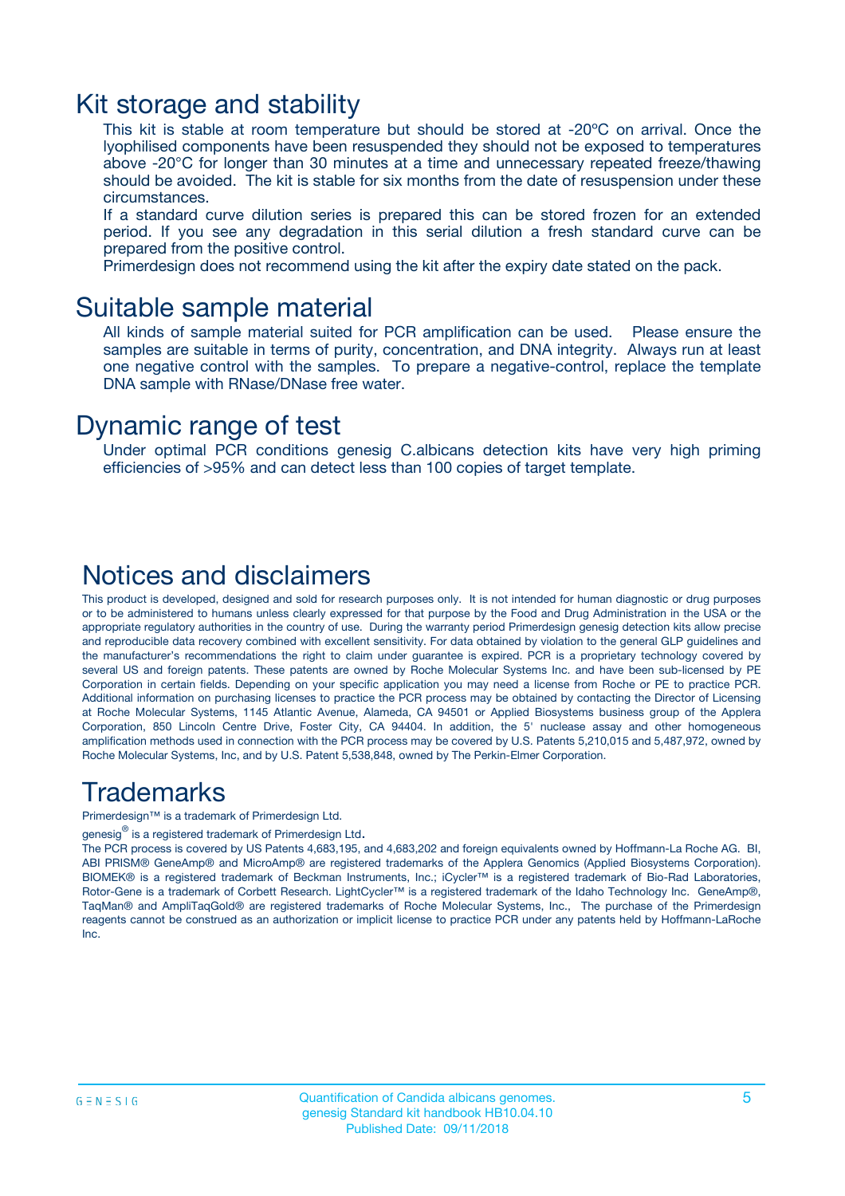# Kit storage and stability

This kit is stable at room temperature but should be stored at -20ºC on arrival. Once the lyophilised components have been resuspended they should not be exposed to temperatures above -20°C for longer than 30 minutes at a time and unnecessary repeated freeze/thawing should be avoided. The kit is stable for six months from the date of resuspension under these circumstances.

If a standard curve dilution series is prepared this can be stored frozen for an extended period. If you see any degradation in this serial dilution a fresh standard curve can be prepared from the positive control.

Primerdesign does not recommend using the kit after the expiry date stated on the pack.

# Suitable sample material

All kinds of sample material suited for PCR amplification can be used. Please ensure the samples are suitable in terms of purity, concentration, and DNA integrity. Always run at least one negative control with the samples. To prepare a negative-control, replace the template DNA sample with RNase/DNase free water.

# Dynamic range of test

Under optimal PCR conditions genesig C.albicans detection kits have very high priming efficiencies of >95% and can detect less than 100 copies of target template.

# Notices and disclaimers

This product is developed, designed and sold for research purposes only. It is not intended for human diagnostic or drug purposes or to be administered to humans unless clearly expressed for that purpose by the Food and Drug Administration in the USA or the appropriate regulatory authorities in the country of use. During the warranty period Primerdesign genesig detection kits allow precise and reproducible data recovery combined with excellent sensitivity. For data obtained by violation to the general GLP guidelines and the manufacturer's recommendations the right to claim under guarantee is expired. PCR is a proprietary technology covered by several US and foreign patents. These patents are owned by Roche Molecular Systems Inc. and have been sub-licensed by PE Corporation in certain fields. Depending on your specific application you may need a license from Roche or PE to practice PCR. Additional information on purchasing licenses to practice the PCR process may be obtained by contacting the Director of Licensing at Roche Molecular Systems, 1145 Atlantic Avenue, Alameda, CA 94501 or Applied Biosystems business group of the Applera Corporation, 850 Lincoln Centre Drive, Foster City, CA 94404. In addition, the 5' nuclease assay and other homogeneous amplification methods used in connection with the PCR process may be covered by U.S. Patents 5,210,015 and 5,487,972, owned by Roche Molecular Systems, Inc, and by U.S. Patent 5,538,848, owned by The Perkin-Elmer Corporation.

# Trademarks

Primerdesign™ is a trademark of Primerdesign Ltd.

genesig® is a registered trademark of Primerdesign Ltd.

The PCR process is covered by US Patents 4,683,195, and 4,683,202 and foreign equivalents owned by Hoffmann-La Roche AG. BI, ABI PRISM® GeneAmp® and MicroAmp® are registered trademarks of the Applera Genomics (Applied Biosystems Corporation). BIOMEK® is a registered trademark of Beckman Instruments, Inc.; iCycler™ is a registered trademark of Bio-Rad Laboratories, Rotor-Gene is a trademark of Corbett Research. LightCycler™ is a registered trademark of the Idaho Technology Inc. GeneAmp®, TaqMan® and AmpliTaqGold® are registered trademarks of Roche Molecular Systems, Inc., The purchase of the Primerdesign reagents cannot be construed as an authorization or implicit license to practice PCR under any patents held by Hoffmann-LaRoche Inc.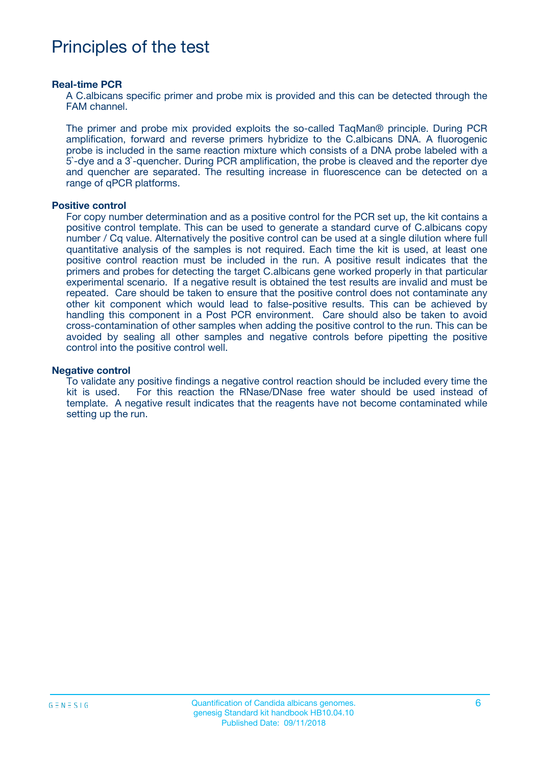# Principles of the test

### Real-time PCR

A C.albicans specific primer and probe mix is provided and this can be detected through the FAM channel.

The primer and probe mix provided exploits the so-called TaqMan® principle. During PCR amplification, forward and reverse primers hybridize to the C.albicans DNA. A fluorogenic probe is included in the same reaction mixture which consists of a DNA probe labeled with a 5`-dye and a 3`-quencher. During PCR amplification, the probe is cleaved and the reporter dye and quencher are separated. The resulting increase in fluorescence can be detected on a range of qPCR platforms.

### Positive control

For copy number determination and as a positive control for the PCR set up, the kit contains a positive control template. This can be used to generate a standard curve of C.albicans copy number / Cq value. Alternatively the positive control can be used at a single dilution where full quantitative analysis of the samples is not required. Each time the kit is used, at least one positive control reaction must be included in the run. A positive result indicates that the primers and probes for detecting the target C.albicans gene worked properly in that particular experimental scenario. If a negative result is obtained the test results are invalid and must be repeated. Care should be taken to ensure that the positive control does not contaminate any other kit component which would lead to false-positive results. This can be achieved by handling this component in a Post PCR environment. Care should also be taken to avoid cross-contamination of other samples when adding the positive control to the run. This can be avoided by sealing all other samples and negative controls before pipetting the positive control into the positive control well.

### Negative control

To validate any positive findings a negative control reaction should be included every time the kit is used. For this reaction the RNase/DNase free water should be used instead of template. A negative result indicates that the reagents have not become contaminated while setting up the run.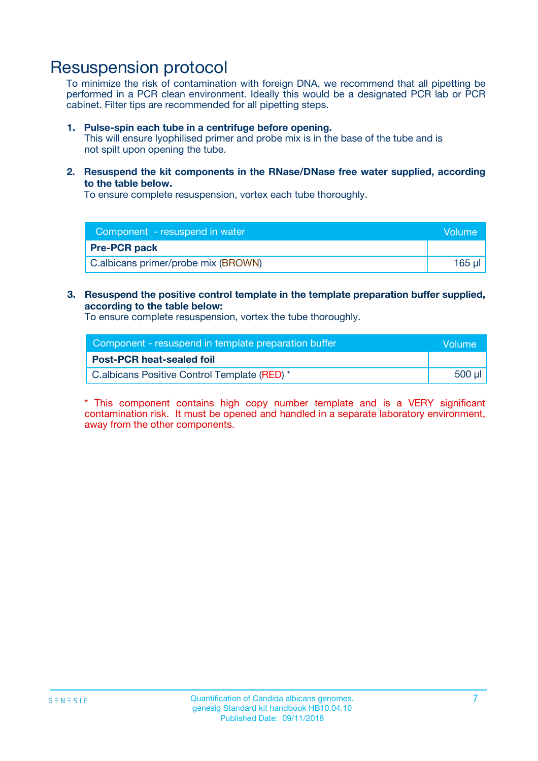# Resuspension protocol

To minimize the risk of contamination with foreign DNA, we recommend that all pipetting be performed in a PCR clean environment. Ideally this would be a designated PCR lab or PCR cabinet. Filter tips are recommended for all pipetting steps.

1. **Pulse-spin each tube in a centrifuge before opening.**
   This will ensure lyophilised primer and probe mix is in the base of the tube and is not spilt upon opening the tube.

2. **Resuspend the kit components in the RNase/DNase free water supplied, according to the table below.**
   To ensure complete resuspension, vortex each tube thoroughly.

| Component - resuspend in water | Volume |
|---|---|
| **Pre-PCR pack** | |
| C.albicans primer/probe mix (BROWN) | 165 µl |

3. **Resuspend the positive control template in the template preparation buffer supplied, according to the table below:**
   To ensure complete resuspension, vortex the tube thoroughly.

| Component - resuspend in template preparation buffer | Volume |
|---|---|
| **Post-PCR heat-sealed foil** | |
| C.albicans Positive Control Template (RED) * | 500 µl |

* This component contains high copy number template and is a VERY significant contamination risk. It must be opened and handled in a separate laboratory environment, away from the other components.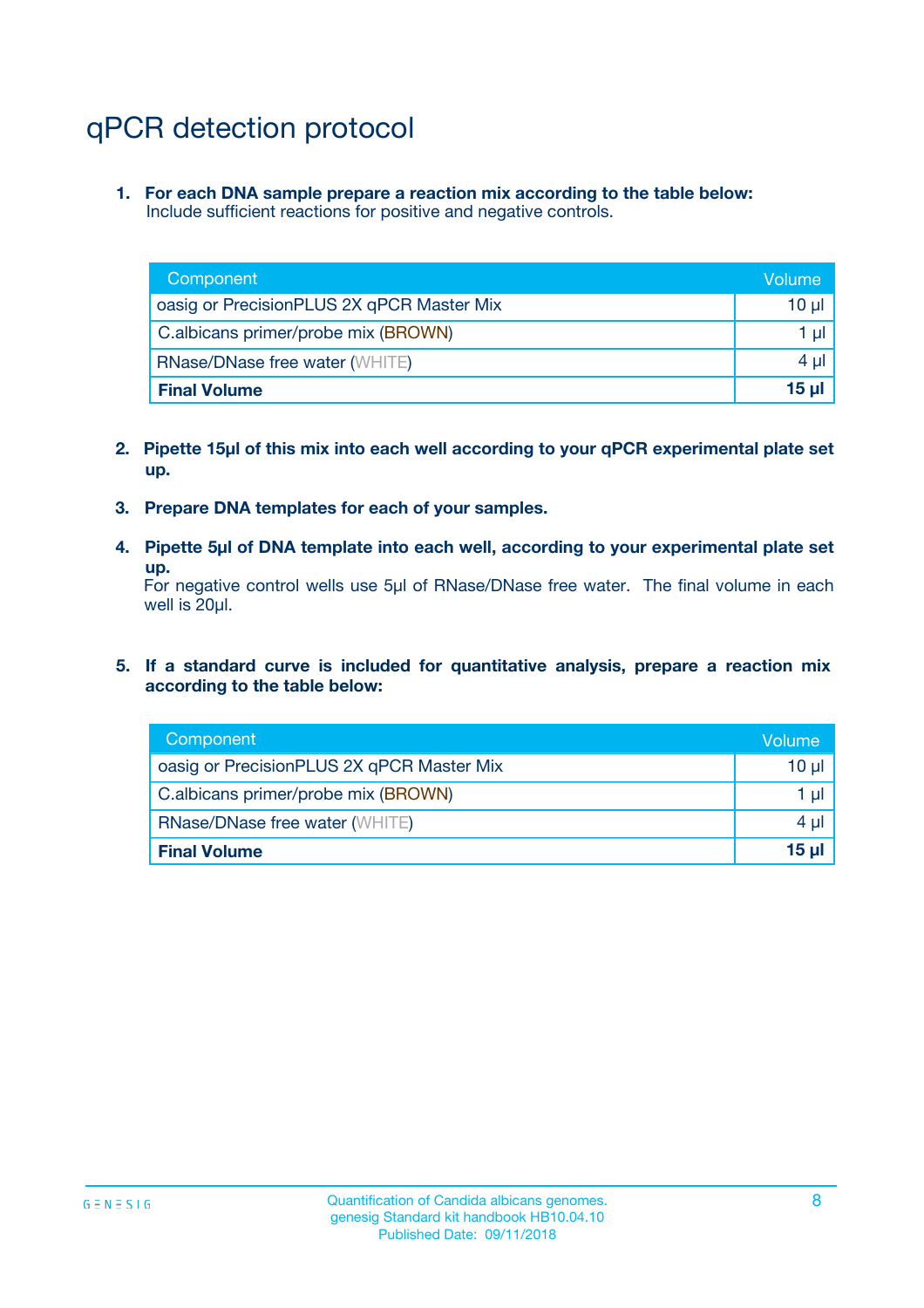# qPCR detection protocol

1. **For each DNA sample prepare a reaction mix according to the table below:**
   Include sufficient reactions for positive and negative controls.

| Component | Volume |
|---|---|
| oasig or PrecisionPLUS 2X qPCR Master Mix | 10 µl |
| C.albicans primer/probe mix (BROWN) | 1 µl |
| RNase/DNase free water (WHITE) | 4 µl |
| **Final Volume** | **15 µl** |

2. **Pipette 15µl of this mix into each well according to your qPCR experimental plate set up.**

3. **Prepare DNA templates for each of your samples.**

4. **Pipette 5µl of DNA template into each well, according to your experimental plate set up.**
   For negative control wells use 5µl of RNase/DNase free water. The final volume in each well is 20µl.

5. **If a standard curve is included for quantitative analysis, prepare a reaction mix according to the table below:**

| Component | Volume |
|---|---|
| oasig or PrecisionPLUS 2X qPCR Master Mix | 10 µl |
| C.albicans primer/probe mix (BROWN) | 1 µl |
| RNase/DNase free water (WHITE) | 4 µl |
| **Final Volume** | **15 µl** |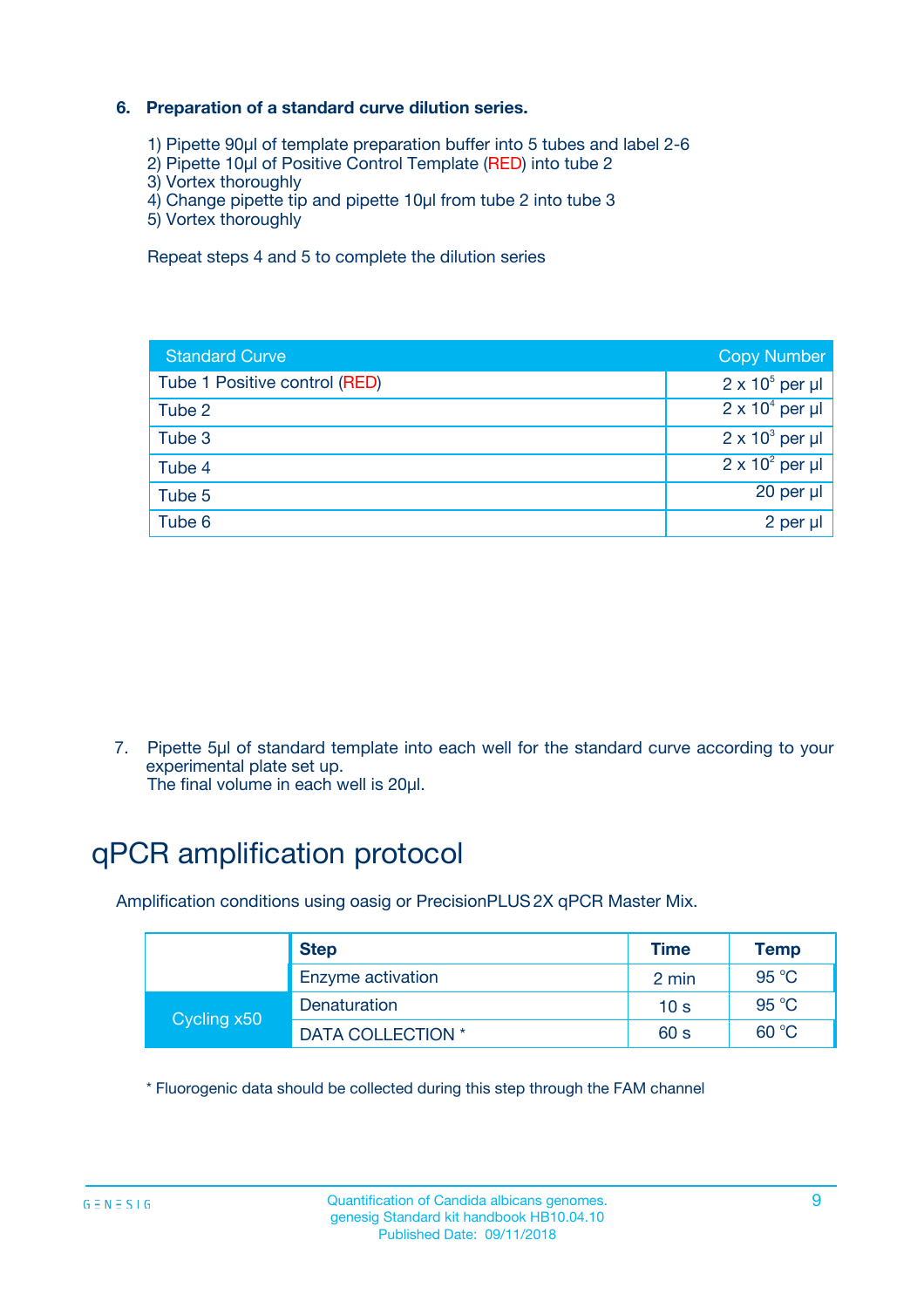### 6. Preparation of a standard curve dilution series.

1) Pipette 90µl of template preparation buffer into 5 tubes and label 2-6
2) Pipette 10µl of Positive Control Template (RED) into tube 2
3) Vortex thoroughly
4) Change pipette tip and pipette 10µl from tube 2 into tube 3
5) Vortex thoroughly

Repeat steps 4 and 5 to complete the dilution series

| Standard Curve | Copy Number |
|---|---|
| Tube 1 Positive control (RED) | $2 \times 10^5$ per µl |
| Tube 2 | $2 \times 10^4$ per µl |
| Tube 3 | $2 \times 10^3$ per µl |
| Tube 4 | $2 \times 10^2$ per µl |
| Tube 5 | 20 per µl |
| Tube 6 | 2 per µl |

7. Pipette 5µl of standard template into each well for the standard curve according to your experimental plate set up.
The final volume in each well is 20µl.

# qPCR amplification protocol

Amplification conditions using oasig or PrecisionPLUS 2X qPCR Master Mix.

| | Step | Time | Temp |
|---|---|---|---|
| | Enzyme activation | 2 min | 95 °C |
| Cycling x50 | Denaturation | 10 s | 95 °C |
| | DATA COLLECTION * | 60 s | 60 °C |

* Fluorogenic data should be collected during this step through the FAM channel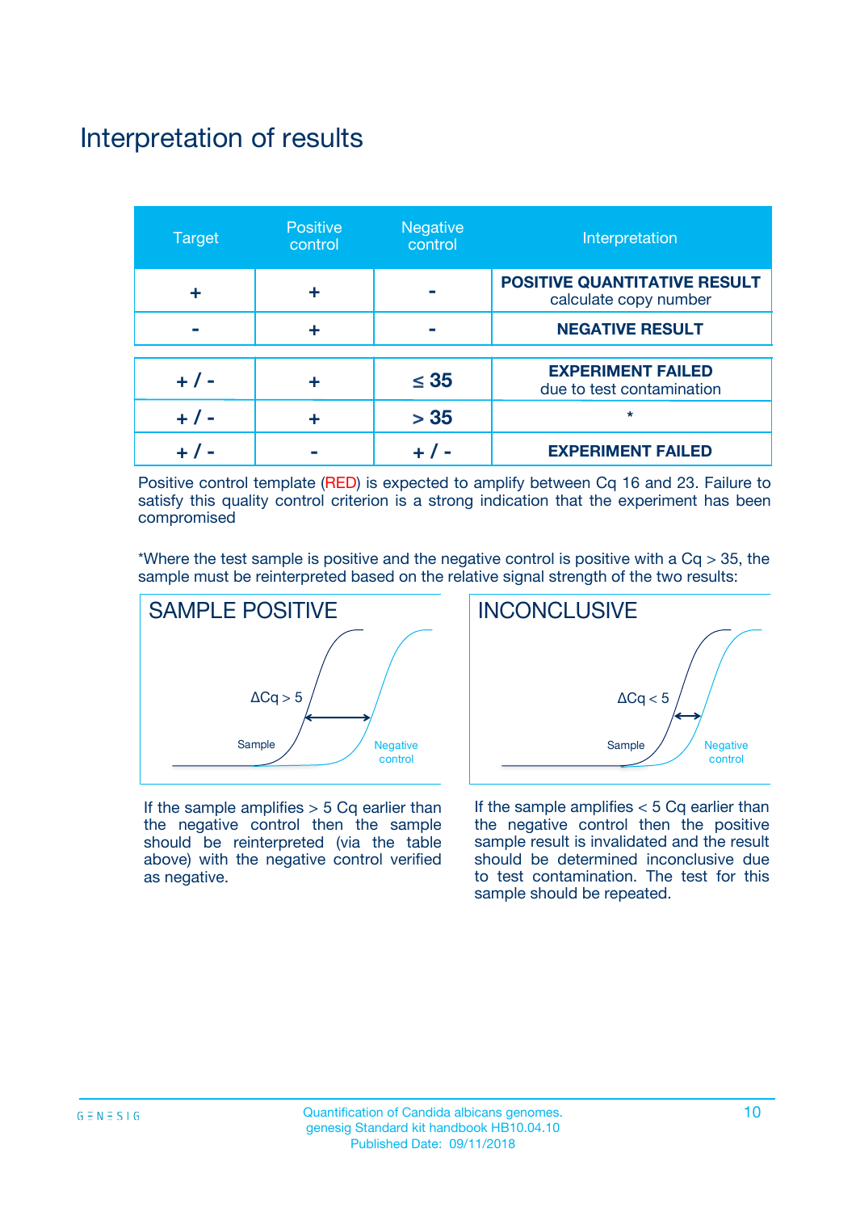# Interpretation of results

| Target | Positive control | Negative control | Interpretation |
|---|---|---|---|
| + | + | - | **POSITIVE QUANTITATIVE RESULT** calculate copy number |
| - | + | - | **NEGATIVE RESULT** |
| + / - | + | ≤ 35 | **EXPERIMENT FAILED** due to test contamination |
| + / - | + | > 35 | * |
| + / - | - | + / - | **EXPERIMENT FAILED** |

Positive control template (RED) is expected to amplify between Cq 16 and 23. Failure to satisfy this quality control criterion is a strong indication that the experiment has been compromised

*Where the test sample is positive and the negative control is positive with a Cq > 35, the sample must be reinterpreted based on the relative signal strength of the two results:

**SAMPLE POSITIVE**

ΔCq > 5

Sample

Negative control

If the sample amplifies > 5 Cq earlier than the negative control then the sample should be reinterpreted (via the table above) with the negative control verified as negative.

**INCONCLUSIVE**

ΔCq < 5

Sample

Negative control

If the sample amplifies < 5 Cq earlier than the negative control then the positive sample result is invalidated and the result should be determined inconclusive due to test contamination. The test for this sample should be repeated.